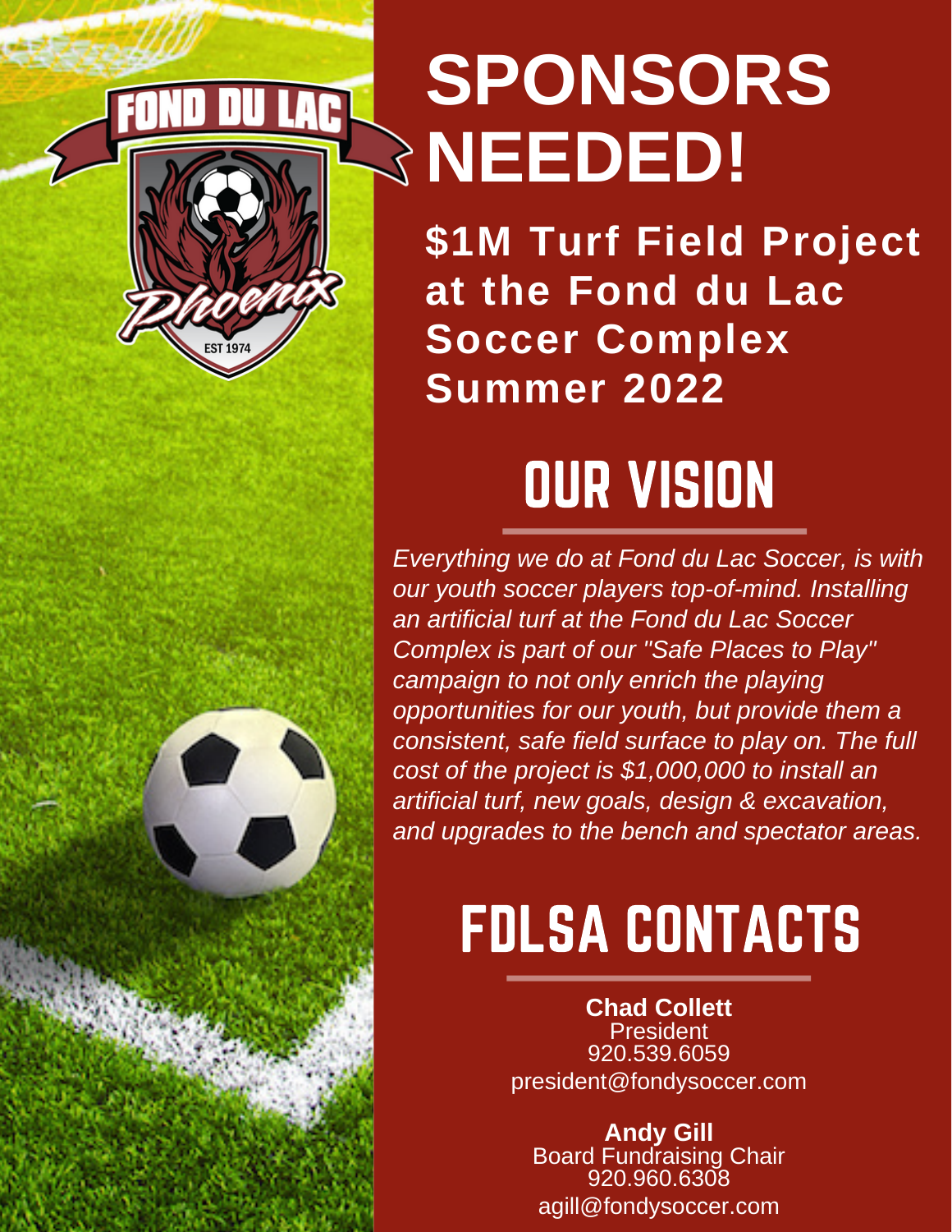# SPONSORS NEEDED!

**$1M Turf Field Project at the Fond du Lac Soccer Complex Summer 2022**

## OUR VISION

*Everything we do at Fond du Lac Soccer, is with our youth soccer players top-of-mind. Installing an artificial turf at the Fond du Lac Soccer Complex is part of our "Safe Places to Play" campaign to not only enrich the playing opportunities for our youth, but provide them a consistent, safe field surface to play on. The full cost of the project is $1,000,000 to install an artificial turf, new goals, design & excavation, and upgrades to the bench and spectator areas.*

## FDLSA CONTACTS

**Chad Collett**
President
920.539.6059
president@fondysoccer.com

**Andy Gill**
Board Fundraising Chair
920.960.6308
agill@fondysoccer.com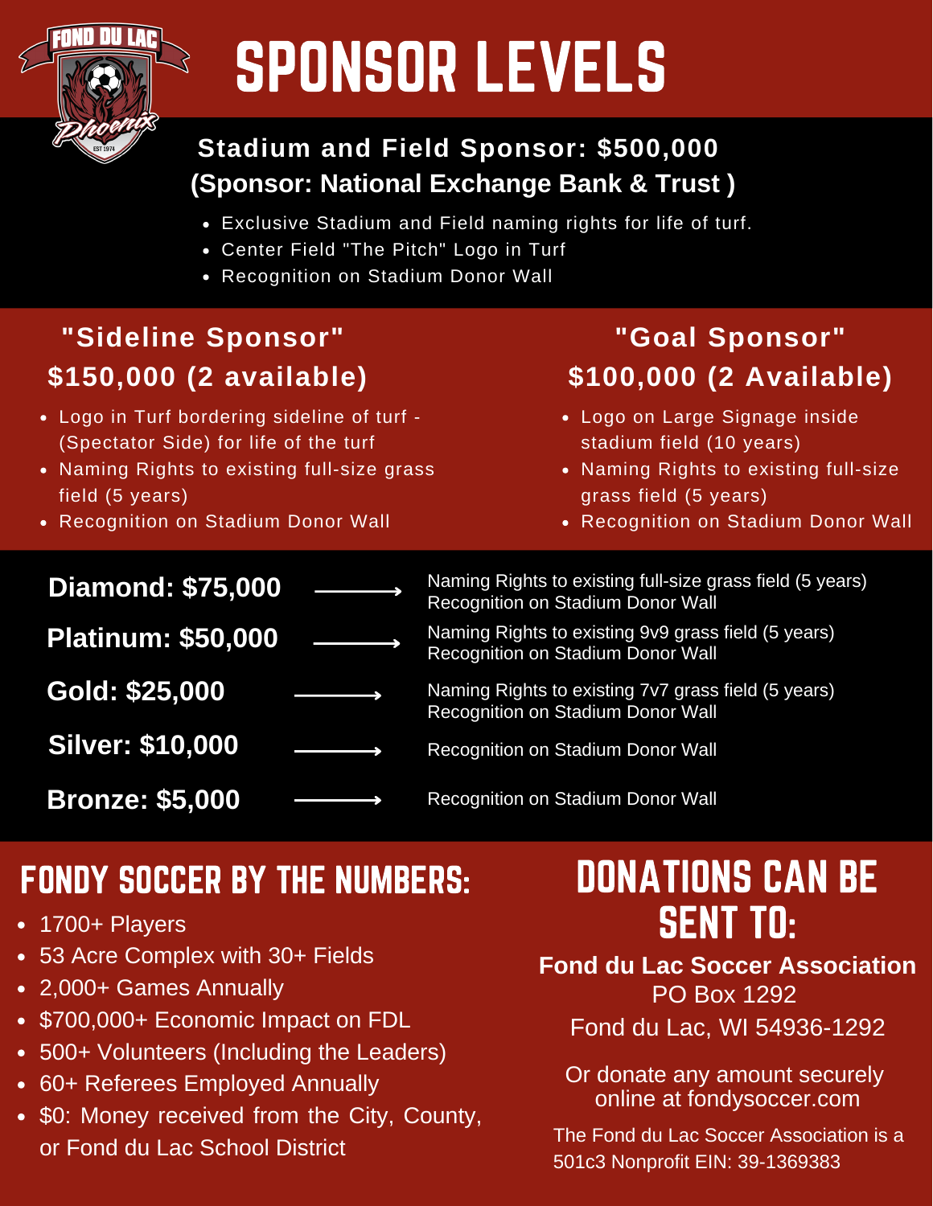# SPONSOR LEVELS

## Stadium and Field Sponsor: $500,000
## (Sponsor: National Exchange Bank & Trust )

- Exclusive Stadium and Field naming rights for life of turf.
- Center Field "The Pitch" Logo in Turf
- Recognition on Stadium Donor Wall

## "Sideline Sponsor" $150,000 (2 available)

- Logo in Turf bordering sideline of turf - (Spectator Side) for life of the turf
- Naming Rights to existing full-size grass field (5 years)
- Recognition on Stadium Donor Wall

## "Goal Sponsor" $100,000 (2 Available)

- Logo on Large Signage inside stadium field (10 years)
- Naming Rights to existing full-size grass field (5 years)
- Recognition on Stadium Donor Wall

**Diamond: $75,000** → Naming Rights to existing full-size grass field (5 years)
Recognition on Stadium Donor Wall

**Platinum: $50,000** → Naming Rights to existing 9v9 grass field (5 years)
Recognition on Stadium Donor Wall

**Gold: $25,000** → Naming Rights to existing 7v7 grass field (5 years)
Recognition on Stadium Donor Wall

**Silver: $10,000** → Recognition on Stadium Donor Wall

**Bronze: $5,000** → Recognition on Stadium Donor Wall

## FONDY SOCCER BY THE NUMBERS:

- 1700+ Players
- 53 Acre Complex with 30+ Fields
- 2,000+ Games Annually
- $700,000+ Economic Impact on FDL
- 500+ Volunteers (Including the Leaders)
- 60+ Referees Employed Annually
- $0: Money received from the City, County, or Fond du Lac School District

## DONATIONS CAN BE SENT TO:

**Fond du Lac Soccer Association**
PO Box 1292
Fond du Lac, WI 54936-1292

Or donate any amount securely online at fondysoccer.com

The Fond du Lac Soccer Association is a 501c3 Nonprofit EIN: 39-1369383